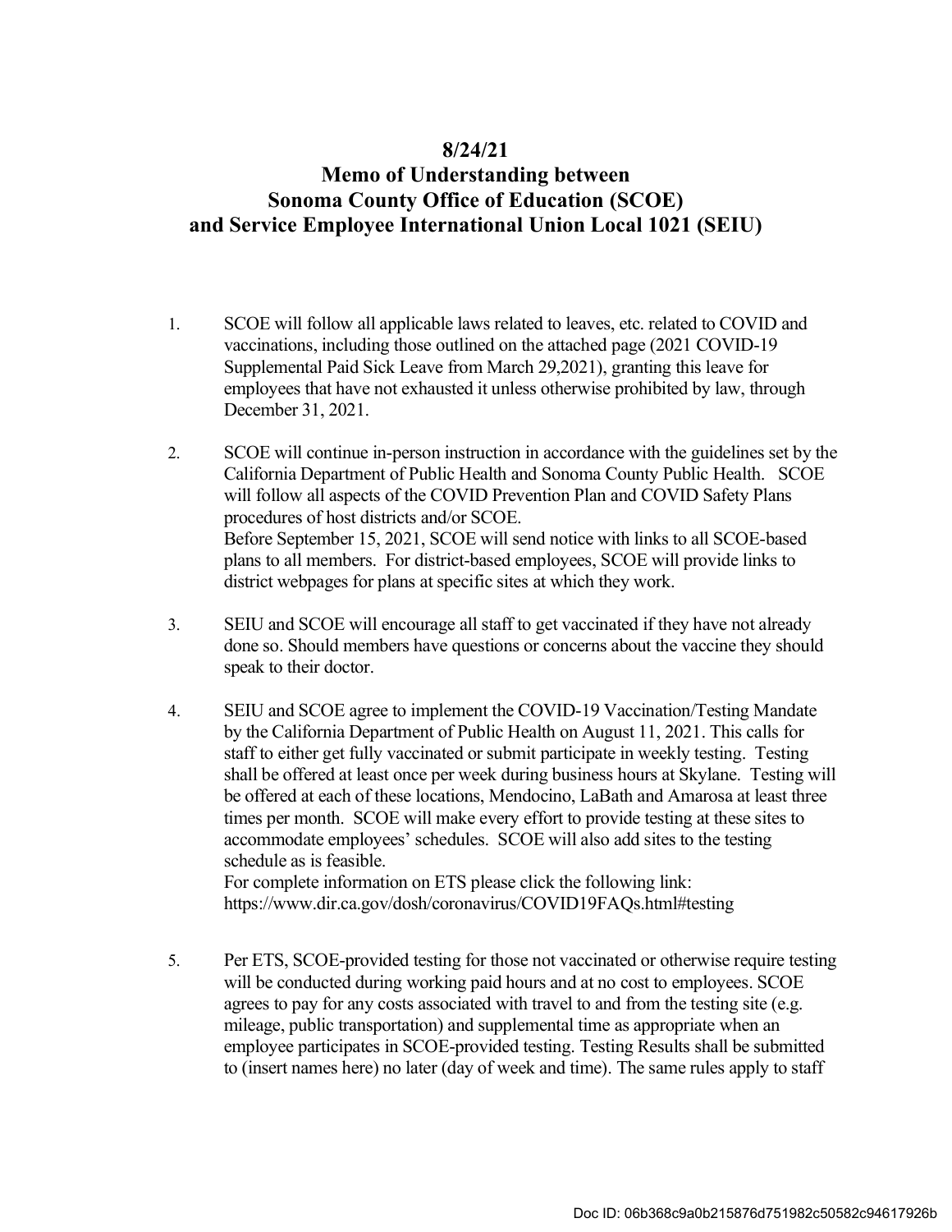# 8/24/21
# Memo of Understanding between
# Sonoma County Office of Education (SCOE)
# and Service Employee International Union Local 1021 (SEIU)

1. SCOE will follow all applicable laws related to leaves, etc. related to COVID and vaccinations, including those outlined on the attached page (2021 COVID-19 Supplemental Paid Sick Leave from March 29,2021), granting this leave for employees that have not exhausted it unless otherwise prohibited by law, through December 31, 2021.

2. SCOE will continue in-person instruction in accordance with the guidelines set by the California Department of Public Health and Sonoma County Public Health. SCOE will follow all aspects of the COVID Prevention Plan and COVID Safety Plans procedures of host districts and/or SCOE.
   Before September 15, 2021, SCOE will send notice with links to all SCOE-based plans to all members. For district-based employees, SCOE will provide links to district webpages for plans at specific sites at which they work.

3. SEIU and SCOE will encourage all staff to get vaccinated if they have not already done so. Should members have questions or concerns about the vaccine they should speak to their doctor.

4. SEIU and SCOE agree to implement the COVID-19 Vaccination/Testing Mandate by the California Department of Public Health on August 11, 2021. This calls for staff to either get fully vaccinated or submit participate in weekly testing. Testing shall be offered at least once per week during business hours at Skylane. Testing will be offered at each of these locations, Mendocino, LaBath and Amarosa at least three times per month. SCOE will make every effort to provide testing at these sites to accommodate employees' schedules. SCOE will also add sites to the testing schedule as is feasible.
   For complete information on ETS please click the following link:
   https://www.dir.ca.gov/dosh/coronavirus/COVID19FAQs.html#testing

5. Per ETS, SCOE-provided testing for those not vaccinated or otherwise require testing will be conducted during working paid hours and at no cost to employees. SCOE agrees to pay for any costs associated with travel to and from the testing site (e.g. mileage, public transportation) and supplemental time as appropriate when an employee participates in SCOE-provided testing. Testing Results shall be submitted to (insert names here) no later (day of week and time). The same rules apply to staff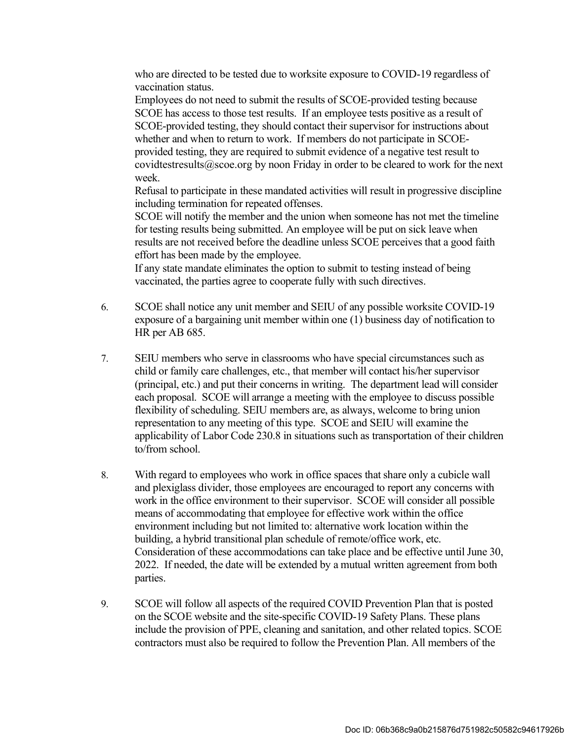who are directed to be tested due to worksite exposure to COVID-19 regardless of vaccination status.

Employees do not need to submit the results of SCOE-provided testing because SCOE has access to those test results. If an employee tests positive as a result of SCOE-provided testing, they should contact their supervisor for instructions about whether and when to return to work. If members do not participate in SCOE-provided testing, they are required to submit evidence of a negative test result to covidtestresults@scoe.org by noon Friday in order to be cleared to work for the next week.

Refusal to participate in these mandated activities will result in progressive discipline including termination for repeated offenses.

SCOE will notify the member and the union when someone has not met the timeline for testing results being submitted. An employee will be put on sick leave when results are not received before the deadline unless SCOE perceives that a good faith effort has been made by the employee.

If any state mandate eliminates the option to submit to testing instead of being vaccinated, the parties agree to cooperate fully with such directives.

6. SCOE shall notice any unit member and SEIU of any possible worksite COVID-19 exposure of a bargaining unit member within one (1) business day of notification to HR per AB 685.

7. SEIU members who serve in classrooms who have special circumstances such as child or family care challenges, etc., that member will contact his/her supervisor (principal, etc.) and put their concerns in writing. The department lead will consider each proposal. SCOE will arrange a meeting with the employee to discuss possible flexibility of scheduling. SEIU members are, as always, welcome to bring union representation to any meeting of this type. SCOE and SEIU will examine the applicability of Labor Code 230.8 in situations such as transportation of their children to/from school.

8. With regard to employees who work in office spaces that share only a cubicle wall and plexiglass divider, those employees are encouraged to report any concerns with work in the office environment to their supervisor. SCOE will consider all possible means of accommodating that employee for effective work within the office environment including but not limited to: alternative work location within the building, a hybrid transitional plan schedule of remote/office work, etc. Consideration of these accommodations can take place and be effective until June 30, 2022. If needed, the date will be extended by a mutual written agreement from both parties.

9. SCOE will follow all aspects of the required COVID Prevention Plan that is posted on the SCOE website and the site-specific COVID-19 Safety Plans. These plans include the provision of PPE, cleaning and sanitation, and other related topics. SCOE contractors must also be required to follow the Prevention Plan. All members of the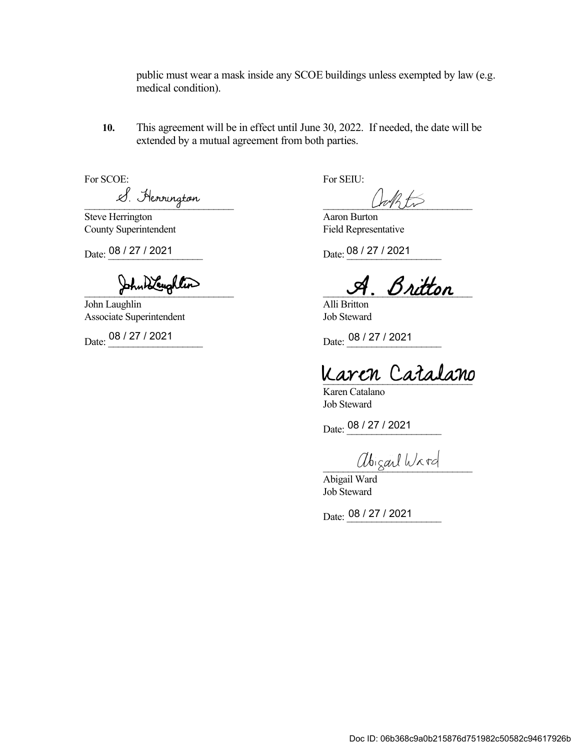public must wear a mask inside any SCOE buildings unless exempted by law (e.g. medical condition).

**10.** This agreement will be in effect until June 30, 2022. If needed, the date will be extended by a mutual agreement from both parties.

For SCOE:

S. Herrington
Steve Herrington
County Superintendent

Date: 08 / 27 / 2021

John Laughlin
John Laughlin
Associate Superintendent

Date: 08 / 27 / 2021

For SEIU:

Aaron Burton
Aaron Burton
Field Representative

Date: 08 / 27 / 2021

A. Britton
Alli Britton
Job Steward

Date: 08 / 27 / 2021

Karen Catalano
Karen Catalano
Job Steward

Date: 08 / 27 / 2021

Abigail Ward
Abigail Ward
Job Steward

Date: 08 / 27 / 2021

Doc ID: 06b368c9a0b215876d751982c50582c94617926b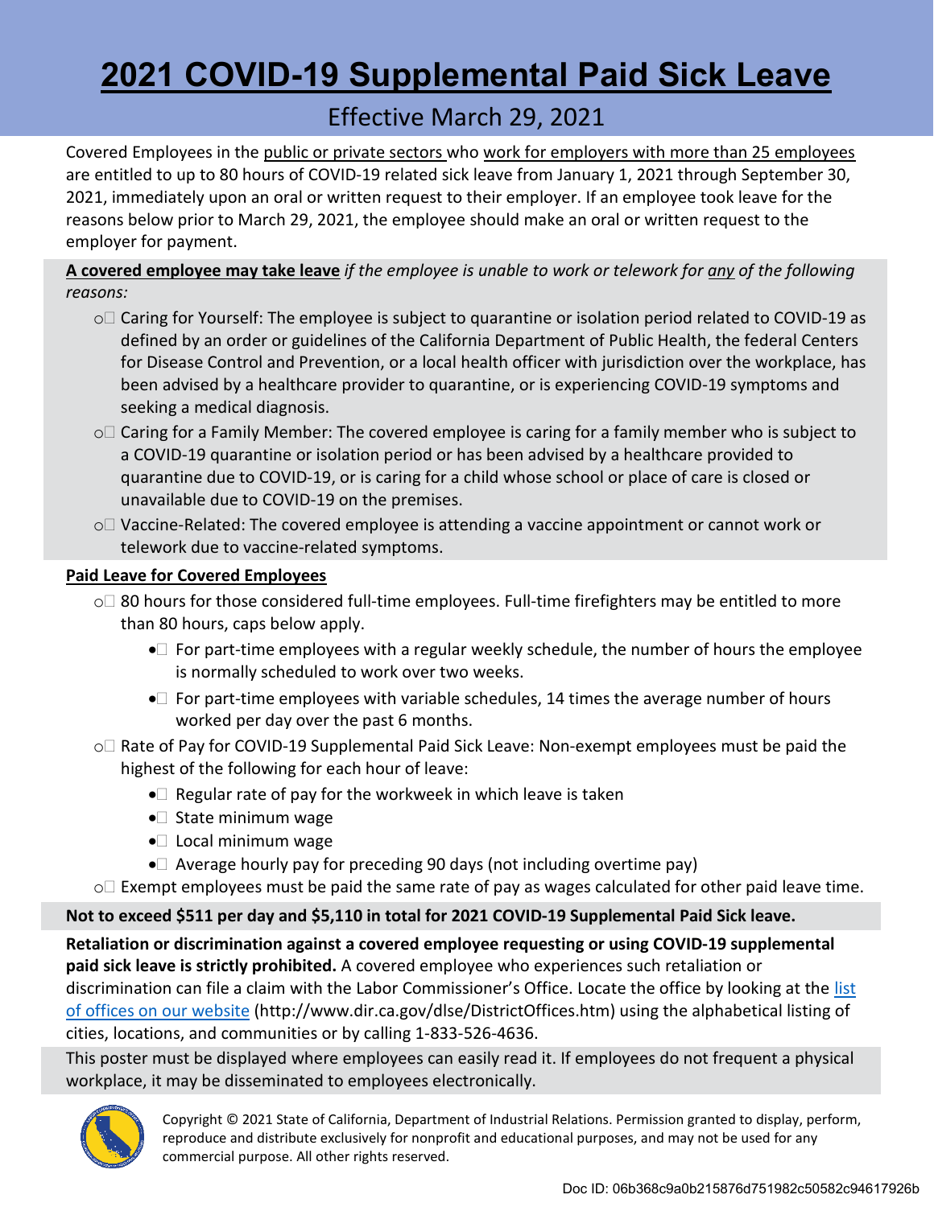# 2021 COVID-19 Supplemental Paid Sick Leave

## Effective March 29, 2021

Covered Employees in the public or private sectors who work for employers with more than 25 employees are entitled to up to 80 hours of COVID-19 related sick leave from January 1, 2021 through September 30, 2021, immediately upon an oral or written request to their employer. If an employee took leave for the reasons below prior to March 29, 2021, the employee should make an oral or written request to the employer for payment.

**A covered employee may take leave** *if the employee is unable to work or telework for any of the following reasons:*

- Caring for Yourself: The employee is subject to quarantine or isolation period related to COVID-19 as defined by an order or guidelines of the California Department of Public Health, the federal Centers for Disease Control and Prevention, or a local health officer with jurisdiction over the workplace, has been advised by a healthcare provider to quarantine, or is experiencing COVID-19 symptoms and seeking a medical diagnosis.
- Caring for a Family Member: The covered employee is caring for a family member who is subject to a COVID-19 quarantine or isolation period or has been advised by a healthcare provided to quarantine due to COVID-19, or is caring for a child whose school or place of care is closed or unavailable due to COVID-19 on the premises.
- Vaccine-Related: The covered employee is attending a vaccine appointment or cannot work or telework due to vaccine-related symptoms.

**Paid Leave for Covered Employees**

- 80 hours for those considered full-time employees. Full-time firefighters may be entitled to more than 80 hours, caps below apply.
  - For part-time employees with a regular weekly schedule, the number of hours the employee is normally scheduled to work over two weeks.
  - For part-time employees with variable schedules, 14 times the average number of hours worked per day over the past 6 months.
- Rate of Pay for COVID-19 Supplemental Paid Sick Leave: Non-exempt employees must be paid the highest of the following for each hour of leave:
  - Regular rate of pay for the workweek in which leave is taken
  - State minimum wage
  - Local minimum wage
  - Average hourly pay for preceding 90 days (not including overtime pay)
- Exempt employees must be paid the same rate of pay as wages calculated for other paid leave time.

**Not to exceed $511 per day and $5,110 in total for 2021 COVID-19 Supplemental Paid Sick leave.**

**Retaliation or discrimination against a covered employee requesting or using COVID-19 supplemental paid sick leave is strictly prohibited.** A covered employee who experiences such retaliation or discrimination can file a claim with the Labor Commissioner's Office. Locate the office by looking at the list of offices on our website (http://www.dir.ca.gov/dlse/DistrictOffices.htm) using the alphabetical listing of cities, locations, and communities or by calling 1-833-526-4636.

This poster must be displayed where employees can easily read it. If employees do not frequent a physical workplace, it may be disseminated to employees electronically.

Copyright © 2021 State of California, Department of Industrial Relations. Permission granted to display, perform, reproduce and distribute exclusively for nonprofit and educational purposes, and may not be used for any commercial purpose. All other rights reserved.

Doc ID: 06b368c9a0b215876d751982c50582c94617926b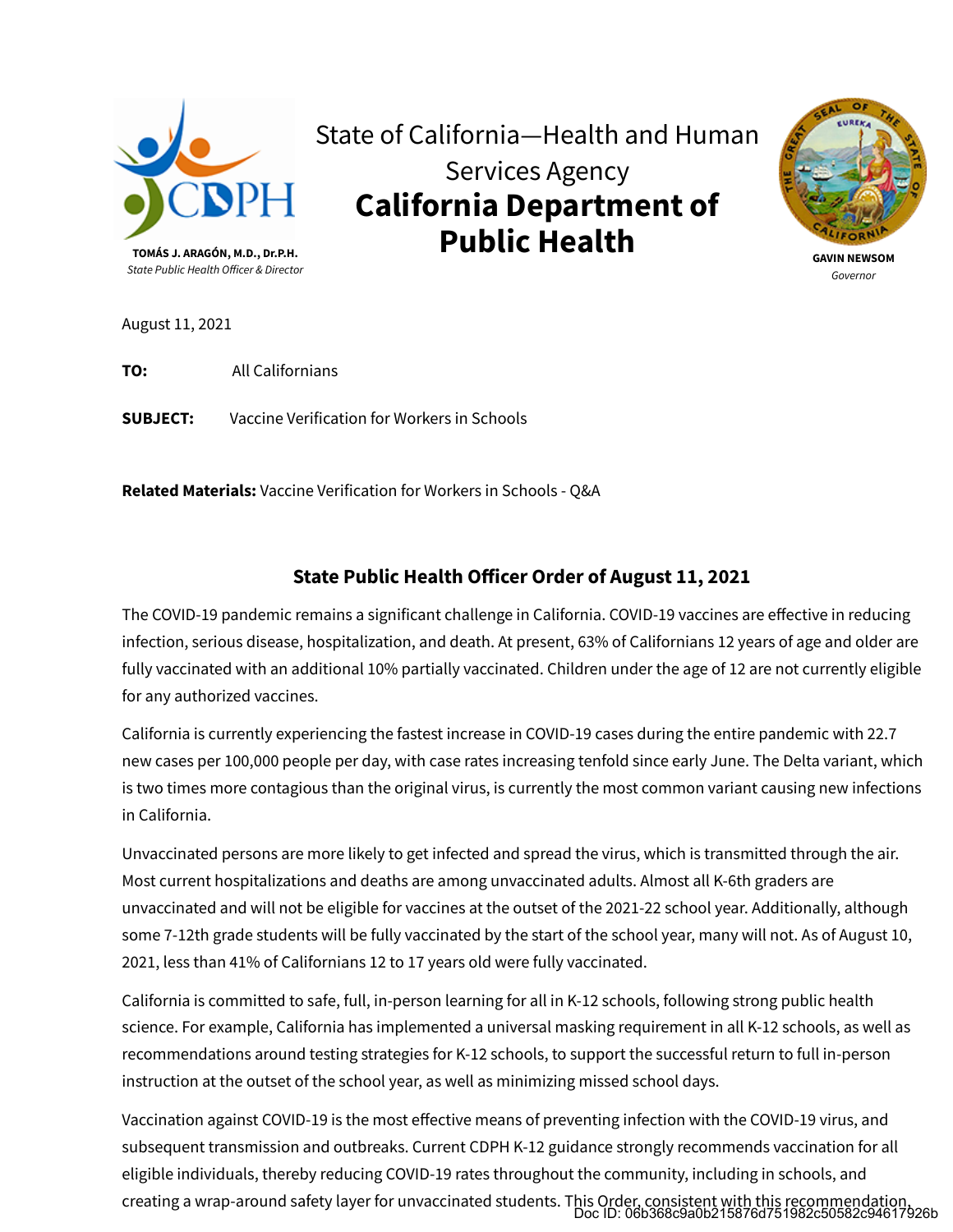State of California—Health and Human Services Agency

# California Department of Public Health

**TOMÁS J. ARAGÓN, M.D., Dr.P.H.**
*State Public Health Officer & Director*

**GAVIN NEWSOM**
*Governor*

August 11, 2021

**TO:** All Californians

**SUBJECT:** Vaccine Verification for Workers in Schools

**Related Materials:** Vaccine Verification for Workers in Schools - Q&A

## State Public Health Officer Order of August 11, 2021

The COVID-19 pandemic remains a significant challenge in California. COVID-19 vaccines are effective in reducing infection, serious disease, hospitalization, and death. At present, 63% of Californians 12 years of age and older are fully vaccinated with an additional 10% partially vaccinated. Children under the age of 12 are not currently eligible for any authorized vaccines.

California is currently experiencing the fastest increase in COVID-19 cases during the entire pandemic with 22.7 new cases per 100,000 people per day, with case rates increasing tenfold since early June. The Delta variant, which is two times more contagious than the original virus, is currently the most common variant causing new infections in California.

Unvaccinated persons are more likely to get infected and spread the virus, which is transmitted through the air. Most current hospitalizations and deaths are among unvaccinated adults. Almost all K-6th graders are unvaccinated and will not be eligible for vaccines at the outset of the 2021-22 school year. Additionally, although some 7-12th grade students will be fully vaccinated by the start of the school year, many will not. As of August 10, 2021, less than 41% of Californians 12 to 17 years old were fully vaccinated.

California is committed to safe, full, in-person learning for all in K-12 schools, following strong public health science. For example, California has implemented a universal masking requirement in all K-12 schools, as well as recommendations around testing strategies for K-12 schools, to support the successful return to full in-person instruction at the outset of the school year, as well as minimizing missed school days.

Vaccination against COVID-19 is the most effective means of preventing infection with the COVID-19 virus, and subsequent transmission and outbreaks. Current CDPH K-12 guidance strongly recommends vaccination for all eligible individuals, thereby reducing COVID-19 rates throughout the community, including in schools, and creating a wrap-around safety layer for unvaccinated students. This Order, consistent with this recommendation,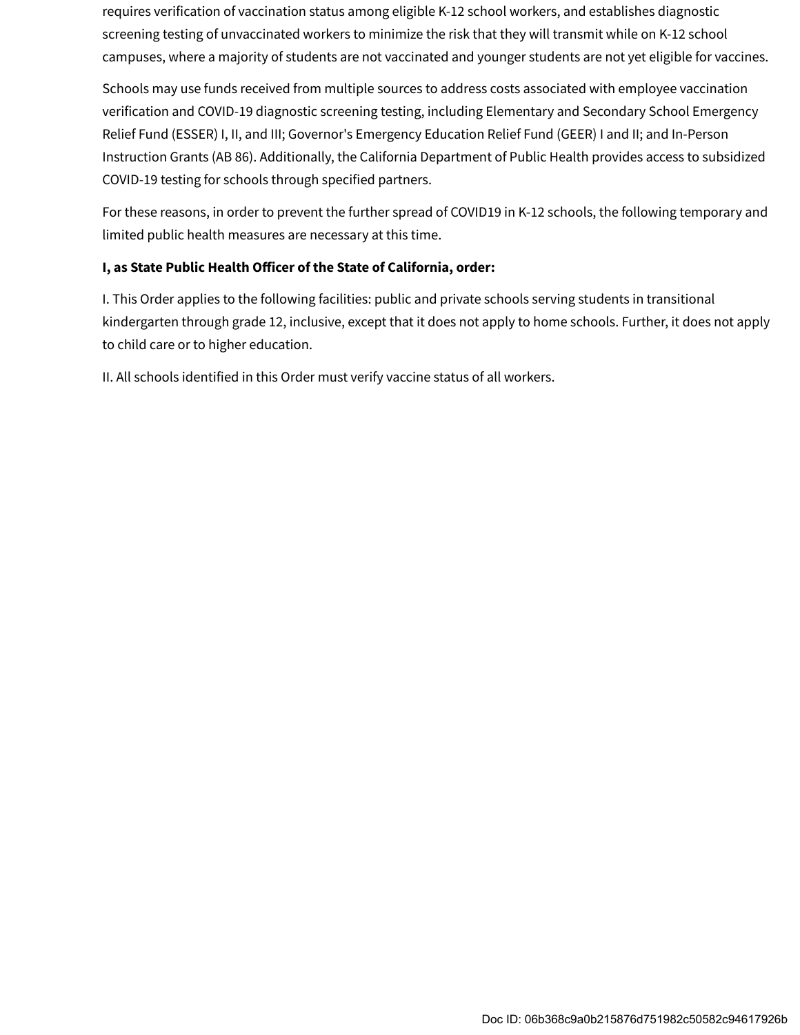requires verification of vaccination status among eligible K-12 school workers, and establishes diagnostic screening testing of unvaccinated workers to minimize the risk that they will transmit while on K-12 school campuses, where a majority of students are not vaccinated and younger students are not yet eligible for vaccines.

Schools may use funds received from multiple sources to address costs associated with employee vaccination verification and COVID-19 diagnostic screening testing, including Elementary and Secondary School Emergency Relief Fund (ESSER) I, II, and III; Governor's Emergency Education Relief Fund (GEER) I and II; and In-Person Instruction Grants (AB 86). Additionally, the California Department of Public Health provides access to subsidized COVID-19 testing for schools through specified partners.

For these reasons, in order to prevent the further spread of COVID19 in K-12 schools, the following temporary and limited public health measures are necessary at this time.

**I, as State Public Health Officer of the State of California, order:**

I. This Order applies to the following facilities: public and private schools serving students in transitional kindergarten through grade 12, inclusive, except that it does not apply to home schools. Further, it does not apply to child care or to higher education.

II. All schools identified in this Order must verify vaccine status of all workers.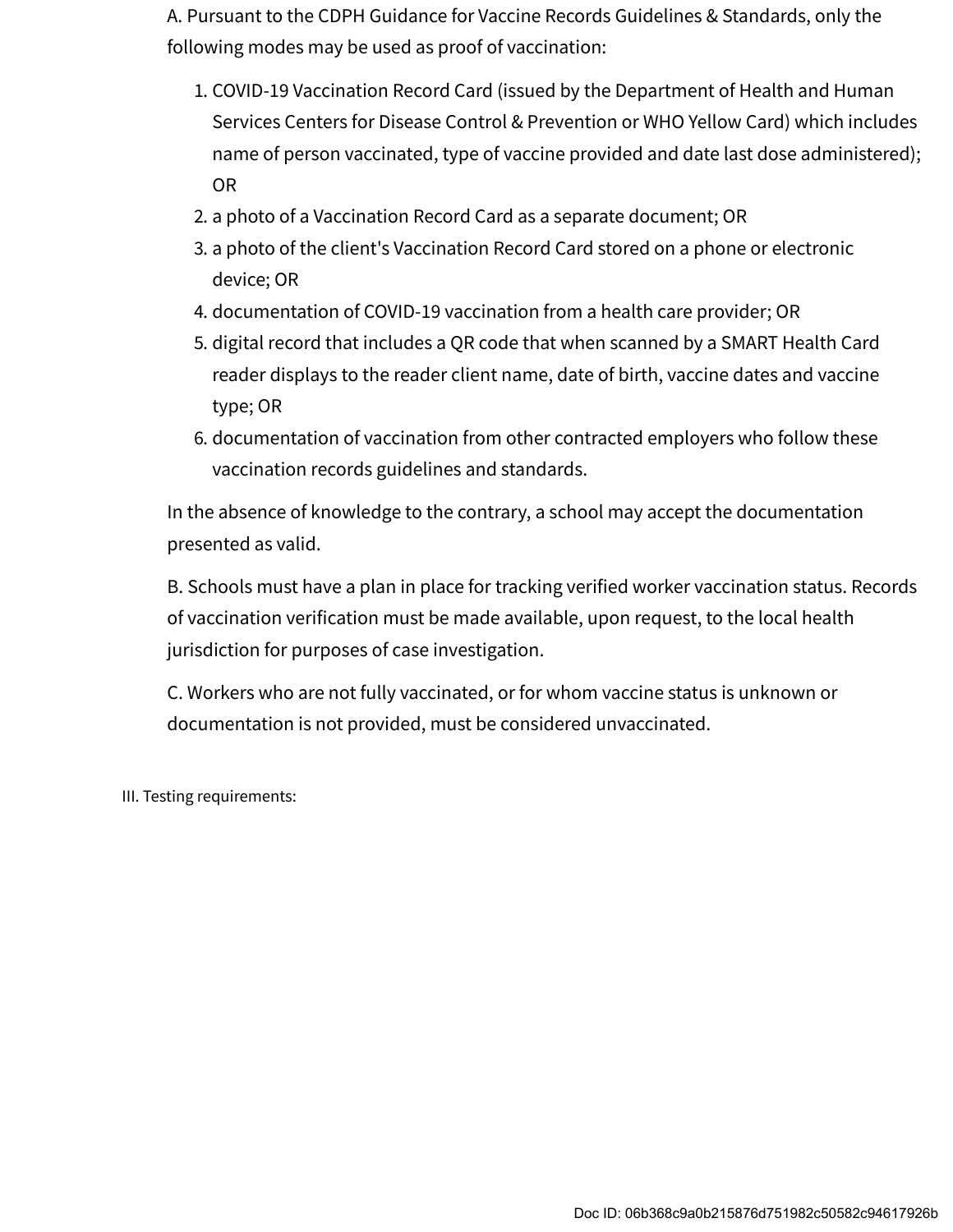A. Pursuant to the CDPH Guidance for Vaccine Records Guidelines & Standards, only the following modes may be used as proof of vaccination:

1. COVID-19 Vaccination Record Card (issued by the Department of Health and Human Services Centers for Disease Control & Prevention or WHO Yellow Card) which includes name of person vaccinated, type of vaccine provided and date last dose administered); OR
2. a photo of a Vaccination Record Card as a separate document; OR
3. a photo of the client's Vaccination Record Card stored on a phone or electronic device; OR
4. documentation of COVID-19 vaccination from a health care provider; OR
5. digital record that includes a QR code that when scanned by a SMART Health Card reader displays to the reader client name, date of birth, vaccine dates and vaccine type; OR
6. documentation of vaccination from other contracted employers who follow these vaccination records guidelines and standards.

In the absence of knowledge to the contrary, a school may accept the documentation presented as valid.

B. Schools must have a plan in place for tracking verified worker vaccination status. Records of vaccination verification must be made available, upon request, to the local health jurisdiction for purposes of case investigation.

C. Workers who are not fully vaccinated, or for whom vaccine status is unknown or documentation is not provided, must be considered unvaccinated.

III. Testing requirements:

Doc ID: 06b368c9a0b215876d751982c50582c94617926b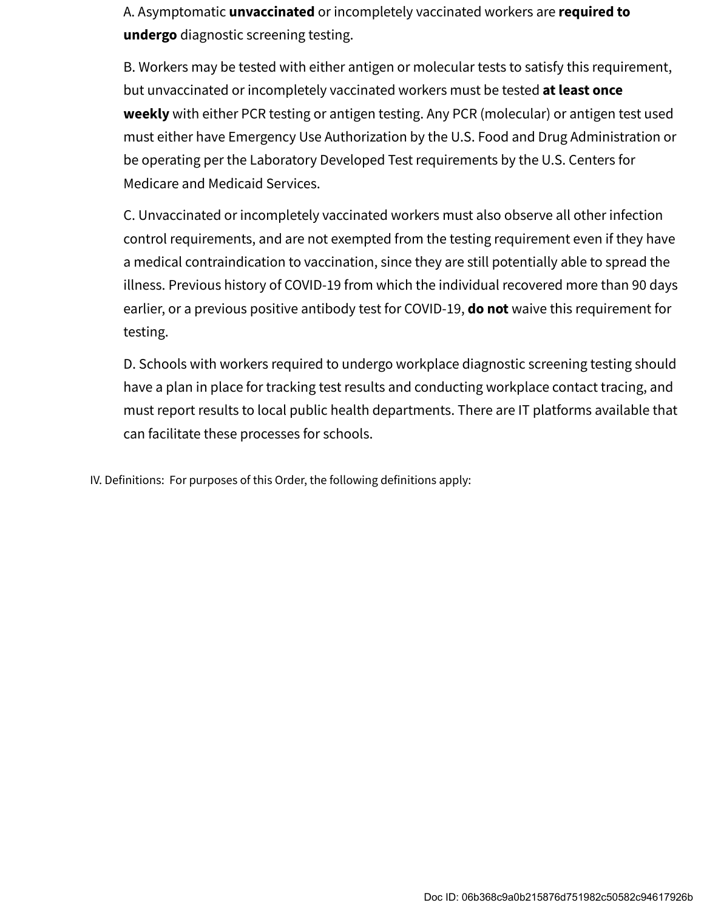A. Asymptomatic **unvaccinated** or incompletely vaccinated workers are **required to undergo** diagnostic screening testing.

B. Workers may be tested with either antigen or molecular tests to satisfy this requirement, but unvaccinated or incompletely vaccinated workers must be tested **at least once weekly** with either PCR testing or antigen testing. Any PCR (molecular) or antigen test used must either have Emergency Use Authorization by the U.S. Food and Drug Administration or be operating per the Laboratory Developed Test requirements by the U.S. Centers for Medicare and Medicaid Services.

C. Unvaccinated or incompletely vaccinated workers must also observe all other infection control requirements, and are not exempted from the testing requirement even if they have a medical contraindication to vaccination, since they are still potentially able to spread the illness. Previous history of COVID-19 from which the individual recovered more than 90 days earlier, or a previous positive antibody test for COVID-19, **do not** waive this requirement for testing.

D. Schools with workers required to undergo workplace diagnostic screening testing should have a plan in place for tracking test results and conducting workplace contact tracing, and must report results to local public health departments. There are IT platforms available that can facilitate these processes for schools.

IV. Definitions: For purposes of this Order, the following definitions apply: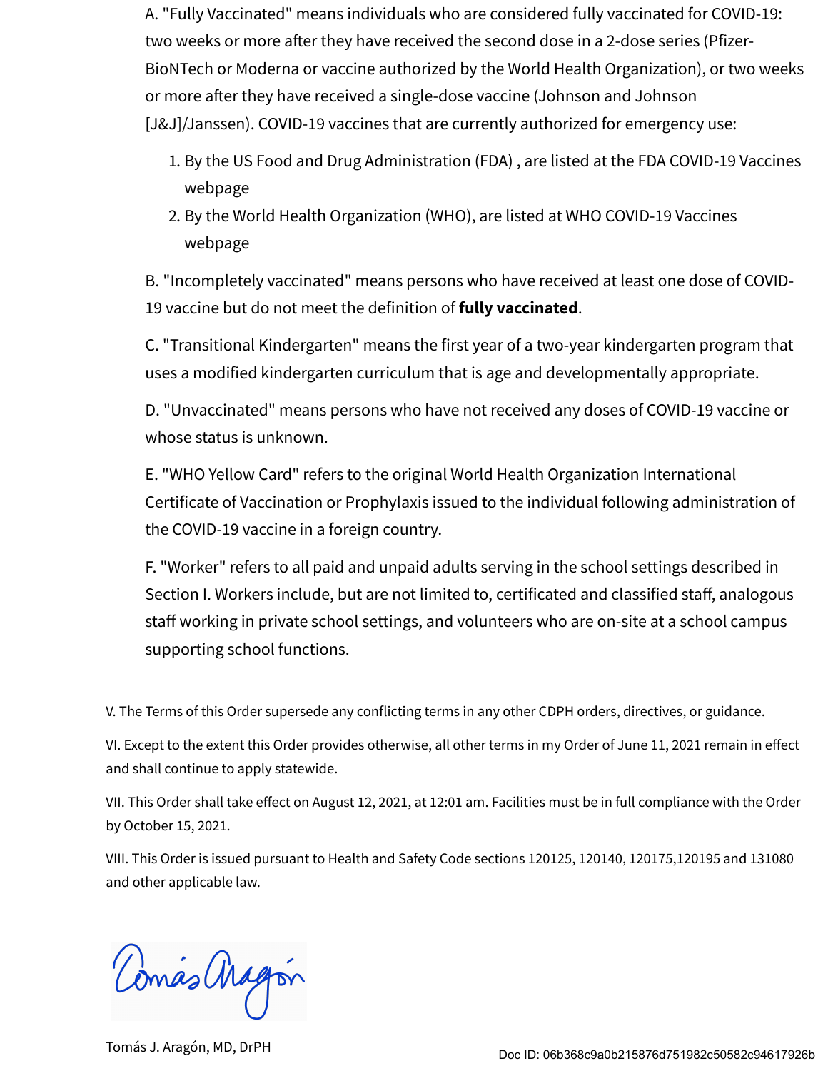A. "Fully Vaccinated" means individuals who are considered fully vaccinated for COVID-19: two weeks or more after they have received the second dose in a 2-dose series (Pfizer-BioNTech or Moderna or vaccine authorized by the World Health Organization), or two weeks or more after they have received a single-dose vaccine (Johnson and Johnson [J&J]/Janssen). COVID-19 vaccines that are currently authorized for emergency use:

1. By the US Food and Drug Administration (FDA) , are listed at the FDA COVID-19 Vaccines webpage
2. By the World Health Organization (WHO), are listed at WHO COVID-19 Vaccines webpage

B. "Incompletely vaccinated" means persons who have received at least one dose of COVID-19 vaccine but do not meet the definition of **fully vaccinated**.

C. "Transitional Kindergarten" means the first year of a two-year kindergarten program that uses a modified kindergarten curriculum that is age and developmentally appropriate.

D. "Unvaccinated" means persons who have not received any doses of COVID-19 vaccine or whose status is unknown.

E. "WHO Yellow Card" refers to the original World Health Organization International Certificate of Vaccination or Prophylaxis issued to the individual following administration of the COVID-19 vaccine in a foreign country.

F. "Worker" refers to all paid and unpaid adults serving in the school settings described in Section I. Workers include, but are not limited to, certificated and classified staff, analogous staff working in private school settings, and volunteers who are on-site at a school campus supporting school functions.

V. The Terms of this Order supersede any conflicting terms in any other CDPH orders, directives, or guidance.

VI. Except to the extent this Order provides otherwise, all other terms in my Order of June 11, 2021 remain in effect and shall continue to apply statewide.

VII. This Order shall take effect on August 12, 2021, at 12:01 am. Facilities must be in full compliance with the Order by October 15, 2021.

VIII. This Order is issued pursuant to Health and Safety Code sections 120125, 120140, 120175,120195 and 131080 and other applicable law.

Tomás Aragón

Tomás J. Aragón, MD, DrPH

Doc ID: 06b368c9a0b215876d751982c50582c94617926b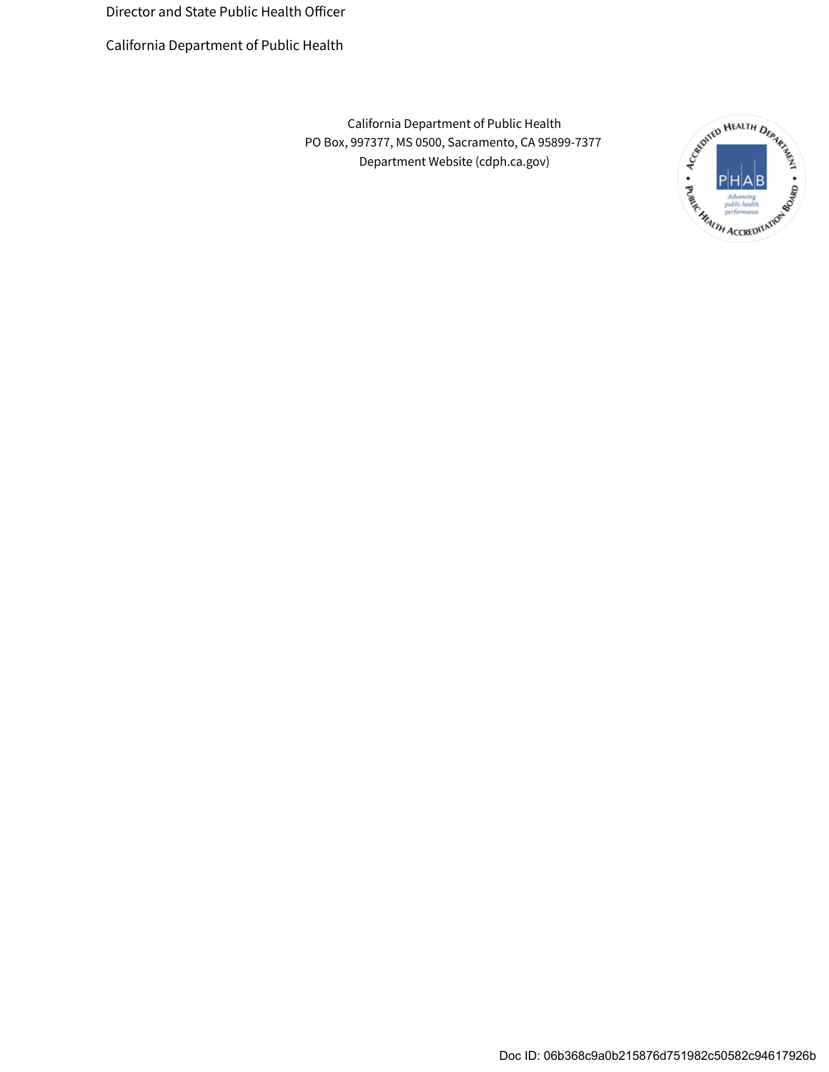Director and State Public Health Officer

California Department of Public Health

California Department of Public Health
PO Box, 997377, MS 0500, Sacramento, CA 95899-7377
Department Website (cdph.ca.gov)

Doc ID: 06b368c9a0b215876d751982c50582c94617926b